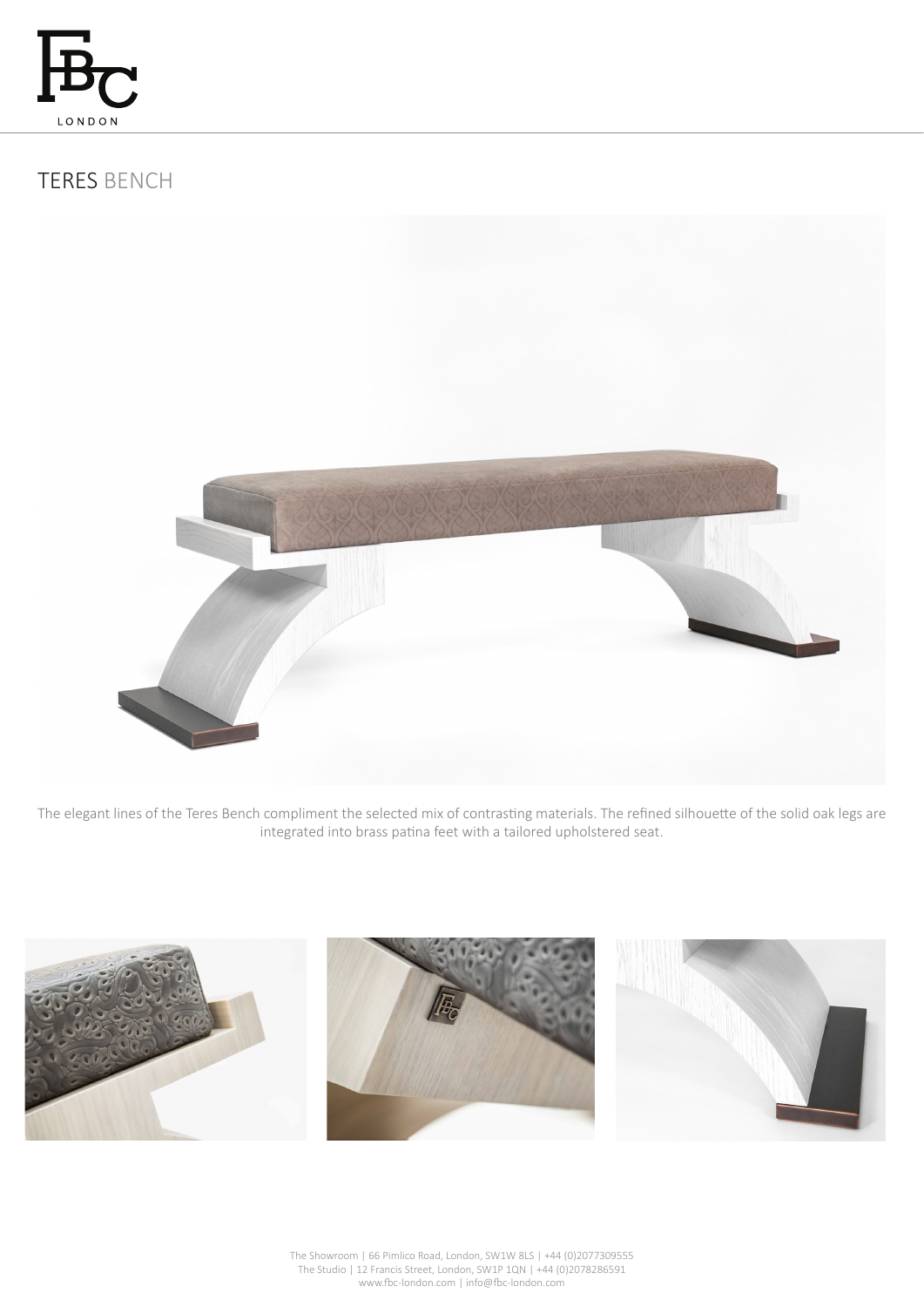# TERES BENCH

The elegant lines of the Teres Bench compliment the selected mix of contrasting materials. The refined silhouette of the solid oak legs are integrated into brass patina feet with a tailored upholstered seat.

The Showroom | 66 Pimlico Road, London, SW1W 8LS | +44 (0)2077309555
The Studio | 12 Francis Street, London, SW1P 1QN | +44 (0)2078286591
www.fbc-london.com | info@fbc-london.com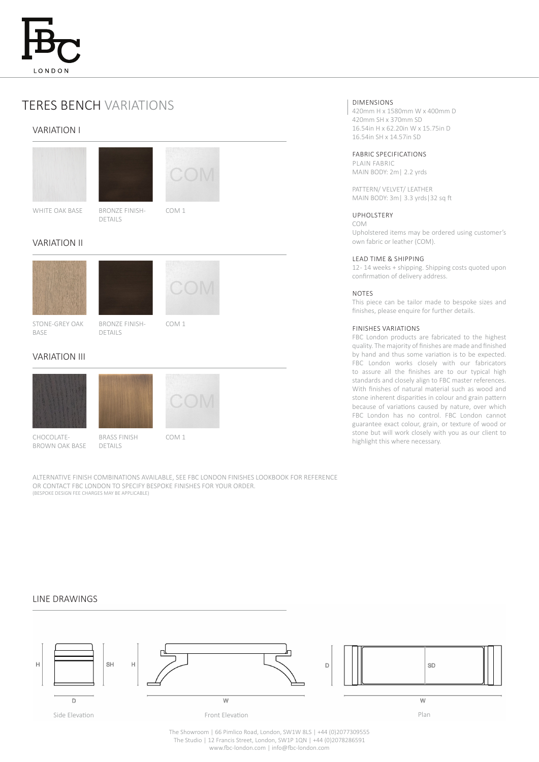# TERES BENCH VARIATIONS

## VARIATION I

WHITE OAK BASE

BRONZE FINISH-DETAILS

COM 1

## VARIATION II

STONE-GREY OAK BASE

BRONZE FINISH-DETAILS

COM 1

## VARIATION III

CHOCOLATE-BROWN OAK BASE

BRASS FINISH DETAILS

COM 1

ALTERNATIVE FINISH COMBINATIONS AVAILABLE, SEE FBC LONDON FINISHES LOOKBOOK FOR REFERENCE OR CONTACT FBC LONDON TO SPECIFY BESPOKE FINISHES FOR YOUR ORDER.
(BESPOKE DESIGN FEE CHARGES MAY BE APPLICABLE)

### DIMENSIONS

420mm H x 1580mm W x 400mm D
420mm SH x 370mm SD
16.54in H x 62.20in W x 15.75in D
16.54in SH x 14.57in SD

### FABRIC SPECIFICATIONS

PLAIN FABRIC
MAIN BODY: 2m| 2.2 yrds

PATTERN/ VELVET/ LEATHER
MAIN BODY: 3m| 3.3 yrds|32 sq ft

### UPHOLSTERY

COM
Upholstered items may be ordered using customer's own fabric or leather (COM).

### LEAD TIME & SHIPPING

12- 14 weeks + shipping. Shipping costs quoted upon confirmation of delivery address.

### NOTES

This piece can be tailor made to bespoke sizes and finishes, please enquire for further details.

### FINISHES VARIATIONS

FBC London products are fabricated to the highest quality. The majority of finishes are made and finished by hand and thus some variation is to be expected. FBC London works closely with our fabricators to assure all the finishes are to our typical high standards and closely align to FBC master references. With finishes of natural material such as wood and stone inherent disparities in colour and grain pattern because of variations caused by nature, over which FBC London has no control. FBC London cannot guarantee exact colour, grain, or texture of wood or stone but will work closely with you as our client to highlight this where necessary.

## LINE DRAWINGS

H
SH
D

Side Elevation

H
W

Front Elevation

D
SD
W

Plan

The Showroom | 66 Pimlico Road, London, SW1W 8LS | +44 (0)2077309555
The Studio | 12 Francis Street, London, SW1P 1QN | +44 (0)2078286591
www.fbc-london.com | info@fbc-london.com